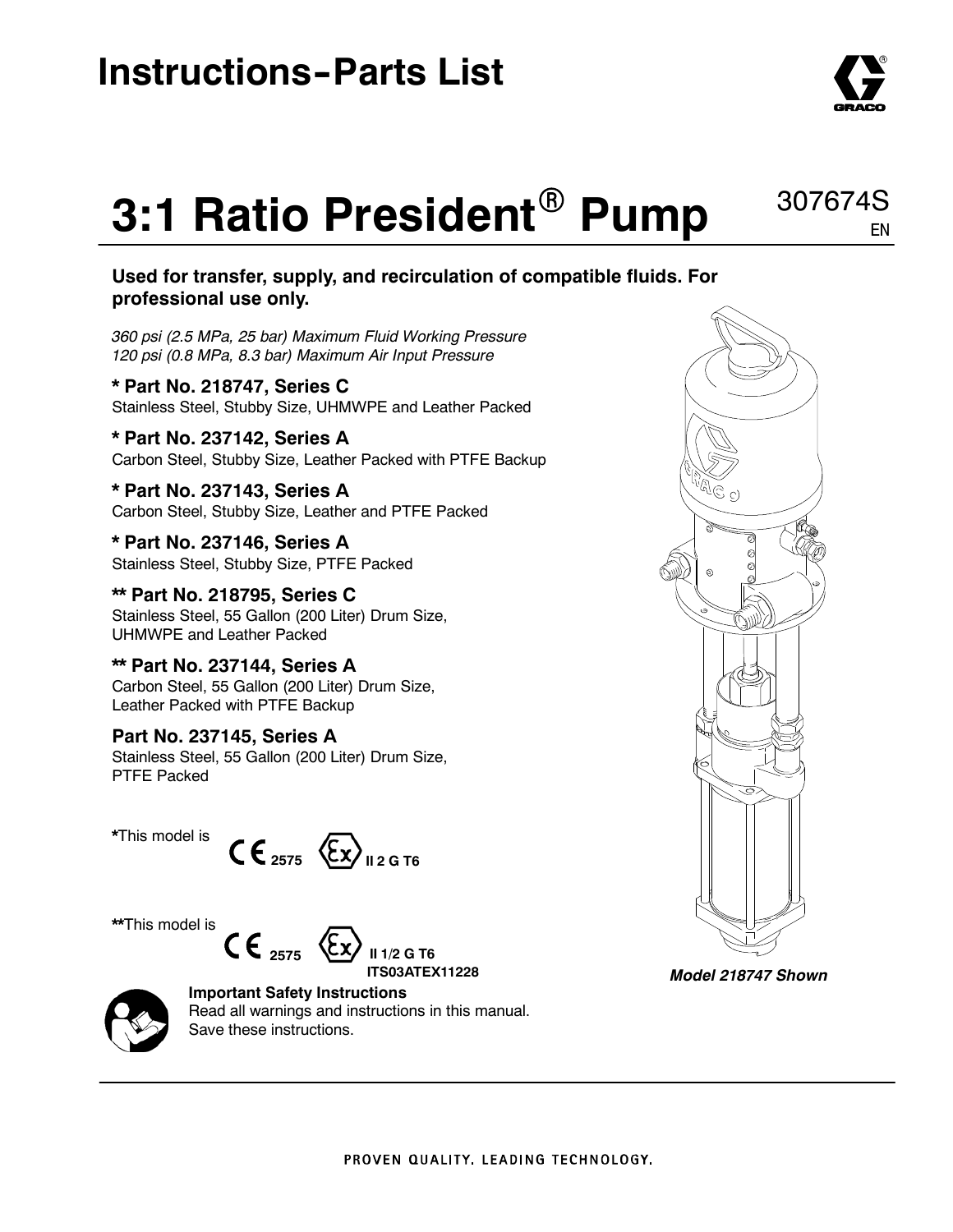# Instructions-Parts List

# 3:1 Ratio President® Pump

307674S
EN

**Used for transfer, supply, and recirculation of compatible fluids. For professional use only.**

*360 psi (2.5 MPa, 25 bar) Maximum Fluid Working Pressure*
*120 psi (0.8 MPa, 8.3 bar) Maximum Air Input Pressure*

**\* Part No. 218747, Series C**
Stainless Steel, Stubby Size, UHMWPE and Leather Packed

**\* Part No. 237142, Series A**
Carbon Steel, Stubby Size, Leather Packed with PTFE Backup

**\* Part No. 237143, Series A**
Carbon Steel, Stubby Size, Leather and PTFE Packed

**\* Part No. 237146, Series A**
Stainless Steel, Stubby Size, PTFE Packed

**\*\* Part No. 218795, Series C**
Stainless Steel, 55 Gallon (200 Liter) Drum Size, UHMWPE and Leather Packed

**\*\* Part No. 237144, Series A**
Carbon Steel, 55 Gallon (200 Liter) Drum Size, Leather Packed with PTFE Backup

**Part No. 237145, Series A**
Stainless Steel, 55 Gallon (200 Liter) Drum Size, PTFE Packed

**\***This model is CE 2575 Ex II 2 G T6

**\*\***This model is CE 2575 Ex II 1/2 G T6 ITS03ATEX11228

**Important Safety Instructions**
Read all warnings and instructions in this manual. Save these instructions.

***Model 218747 Shown***

PROVEN QUALITY. LEADING TECHNOLOGY.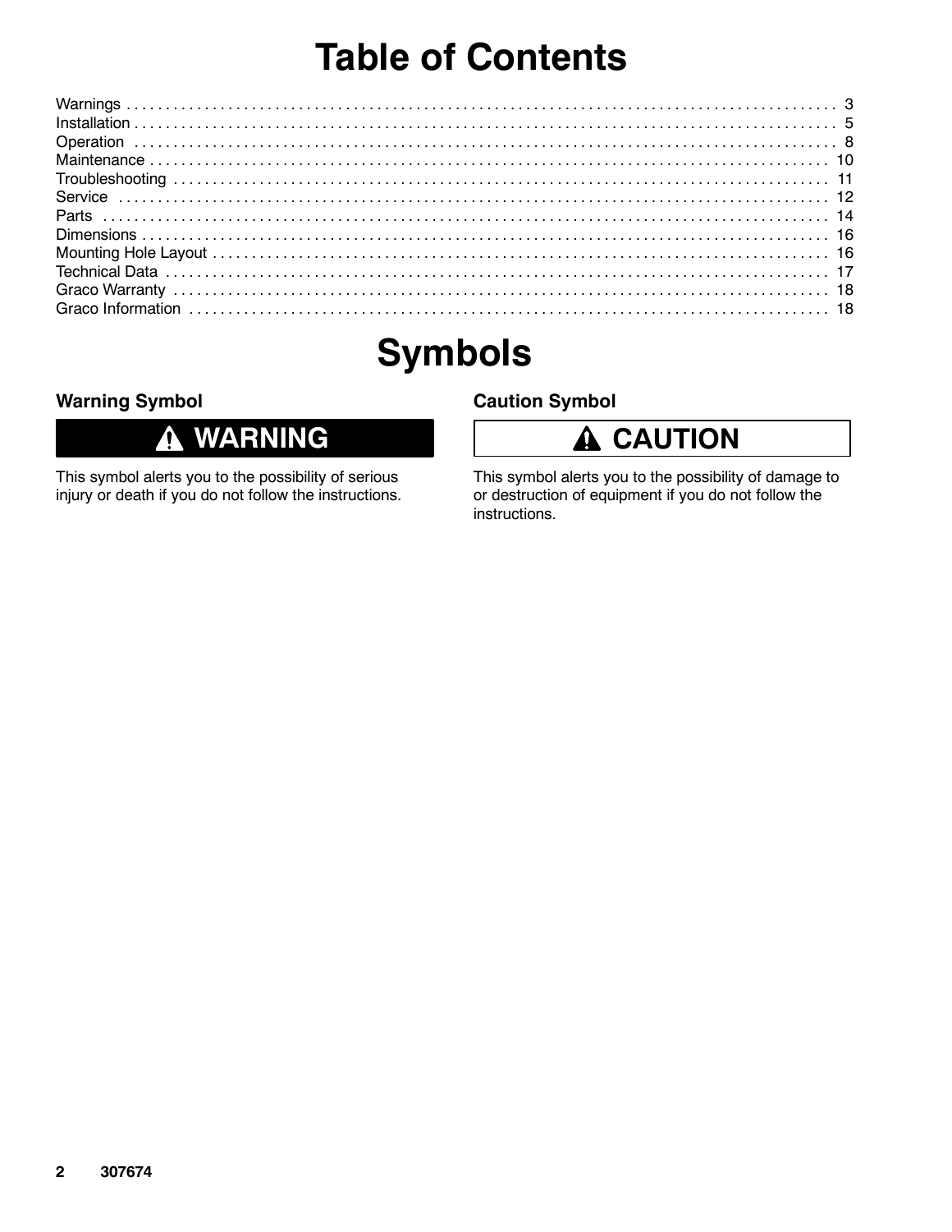# Table of Contents

| Section | Page |
|---|---|
| Warnings | 3 |
| Installation | 5 |
| Operation | 8 |
| Maintenance | 10 |
| Troubleshooting | 11 |
| Service | 12 |
| Parts | 14 |
| Dimensions | 16 |
| Mounting Hole Layout | 16 |
| Technical Data | 17 |
| Graco Warranty | 18 |
| Graco Information | 18 |

# Symbols

### Warning Symbol

**⚠ WARNING**

This symbol alerts you to the possibility of serious injury or death if you do not follow the instructions.

### Caution Symbol

**⚠ CAUTION**

This symbol alerts you to the possibility of damage to or destruction of equipment if you do not follow the instructions.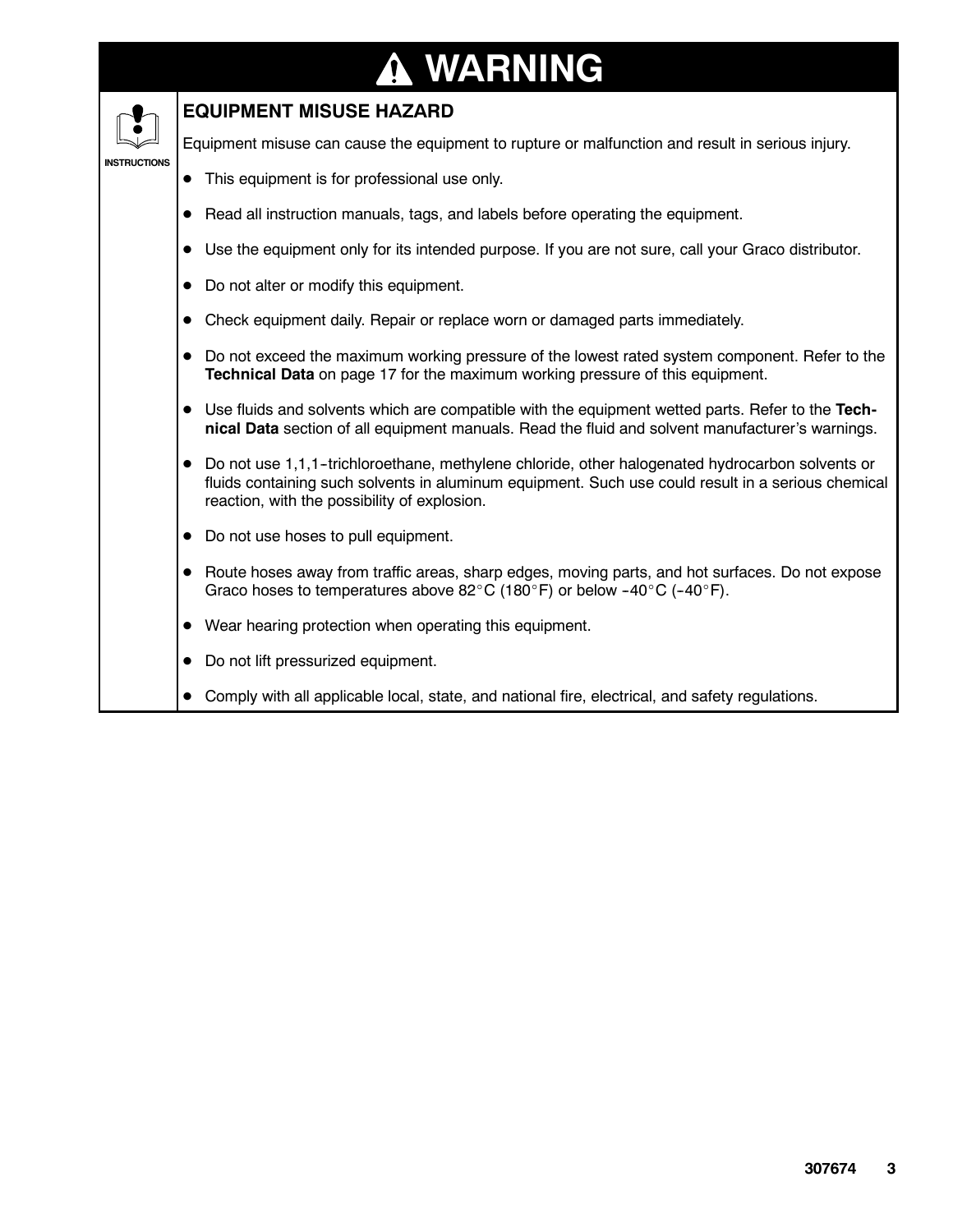# WARNING

## EQUIPMENT MISUSE HAZARD

INSTRUCTIONS

Equipment misuse can cause the equipment to rupture or malfunction and result in serious injury.

- This equipment is for professional use only.
- Read all instruction manuals, tags, and labels before operating the equipment.
- Use the equipment only for its intended purpose. If you are not sure, call your Graco distributor.
- Do not alter or modify this equipment.
- Check equipment daily. Repair or replace worn or damaged parts immediately.
- Do not exceed the maximum working pressure of the lowest rated system component. Refer to the **Technical Data** on page 17 for the maximum working pressure of this equipment.
- Use fluids and solvents which are compatible with the equipment wetted parts. Refer to the **Technical Data** section of all equipment manuals. Read the fluid and solvent manufacturer's warnings.
- Do not use 1,1,1-trichloroethane, methylene chloride, other halogenated hydrocarbon solvents or fluids containing such solvents in aluminum equipment. Such use could result in a serious chemical reaction, with the possibility of explosion.
- Do not use hoses to pull equipment.
- Route hoses away from traffic areas, sharp edges, moving parts, and hot surfaces. Do not expose Graco hoses to temperatures above 82°C (180°F) or below -40°C (-40°F).
- Wear hearing protection when operating this equipment.
- Do not lift pressurized equipment.
- Comply with all applicable local, state, and national fire, electrical, and safety regulations.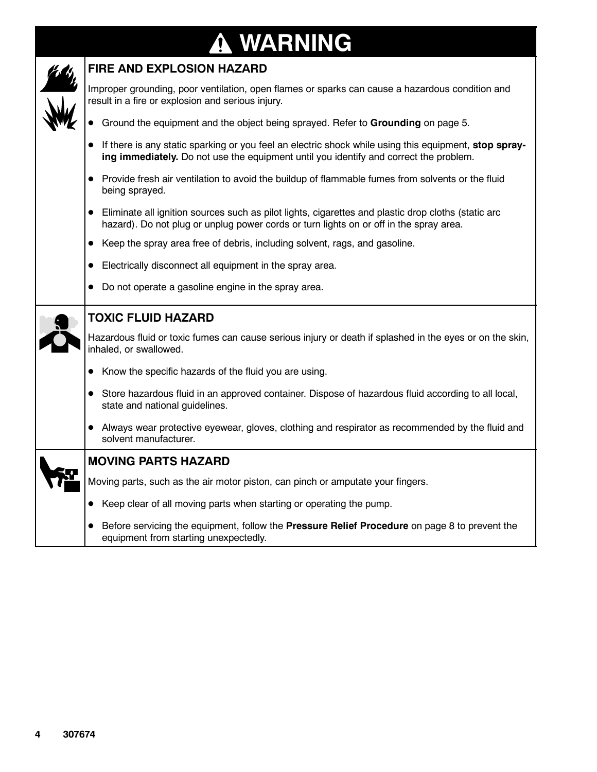# ⚠ WARNING

## FIRE AND EXPLOSION HAZARD

Improper grounding, poor ventilation, open flames or sparks can cause a hazardous condition and result in a fire or explosion and serious injury.

- Ground the equipment and the object being sprayed. Refer to **Grounding** on page 5.
- If there is any static sparking or you feel an electric shock while using this equipment, **stop spraying immediately.** Do not use the equipment until you identify and correct the problem.
- Provide fresh air ventilation to avoid the buildup of flammable fumes from solvents or the fluid being sprayed.
- Eliminate all ignition sources such as pilot lights, cigarettes and plastic drop cloths (static arc hazard). Do not plug or unplug power cords or turn lights on or off in the spray area.
- Keep the spray area free of debris, including solvent, rags, and gasoline.
- Electrically disconnect all equipment in the spray area.
- Do not operate a gasoline engine in the spray area.

## TOXIC FLUID HAZARD

Hazardous fluid or toxic fumes can cause serious injury or death if splashed in the eyes or on the skin, inhaled, or swallowed.

- Know the specific hazards of the fluid you are using.
- Store hazardous fluid in an approved container. Dispose of hazardous fluid according to all local, state and national guidelines.
- Always wear protective eyewear, gloves, clothing and respirator as recommended by the fluid and solvent manufacturer.

## MOVING PARTS HAZARD

Moving parts, such as the air motor piston, can pinch or amputate your fingers.

- Keep clear of all moving parts when starting or operating the pump.
- Before servicing the equipment, follow the **Pressure Relief Procedure** on page 8 to prevent the equipment from starting unexpectedly.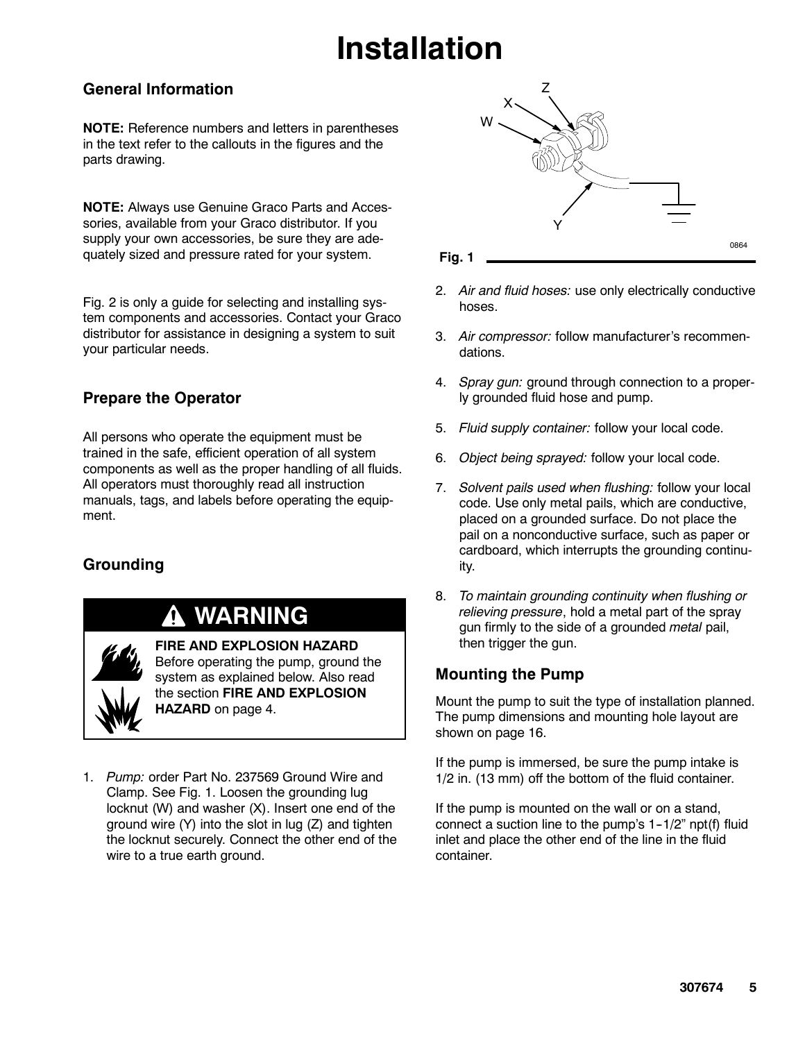# Installation

## General Information

**NOTE:** Reference numbers and letters in parentheses in the text refer to the callouts in the figures and the parts drawing.

**NOTE:** Always use Genuine Graco Parts and Accessories, available from your Graco distributor. If you supply your own accessories, be sure they are adequately sized and pressure rated for your system.

Fig. 2 is only a guide for selecting and installing system components and accessories. Contact your Graco distributor for assistance in designing a system to suit your particular needs.

## Prepare the Operator

All persons who operate the equipment must be trained in the safe, efficient operation of all system components as well as the proper handling of all fluids. All operators must thoroughly read all instruction manuals, tags, and labels before operating the equipment.

## Grounding

**⚠ WARNING**

**FIRE AND EXPLOSION HAZARD**
Before operating the pump, ground the system as explained below. Also read the section **FIRE AND EXPLOSION HAZARD** on page 4.

1. *Pump:* order Part No. 237569 Ground Wire and Clamp. See Fig. 1. Loosen the grounding lug locknut (W) and washer (X). Insert one end of the ground wire (Y) into the slot in lug (Z) and tighten the locknut securely. Connect the other end of the wire to a true earth ground.

**Fig. 1**

2. *Air and fluid hoses:* use only electrically conductive hoses.
3. *Air compressor:* follow manufacturer's recommendations.
4. *Spray gun:* ground through connection to a properly grounded fluid hose and pump.
5. *Fluid supply container:* follow your local code.
6. *Object being sprayed:* follow your local code.
7. *Solvent pails used when flushing:* follow your local code. Use only metal pails, which are conductive, placed on a grounded surface. Do not place the pail on a nonconductive surface, such as paper or cardboard, which interrupts the grounding continuity.
8. *To maintain grounding continuity when flushing or relieving pressure*, hold a metal part of the spray gun firmly to the side of a grounded *metal* pail, then trigger the gun.

## Mounting the Pump

Mount the pump to suit the type of installation planned. The pump dimensions and mounting hole layout are shown on page 16.

If the pump is immersed, be sure the pump intake is 1/2 in. (13 mm) off the bottom of the fluid container.

If the pump is mounted on the wall or on a stand, connect a suction line to the pump's 1-1/2" npt(f) fluid inlet and place the other end of the line in the fluid container.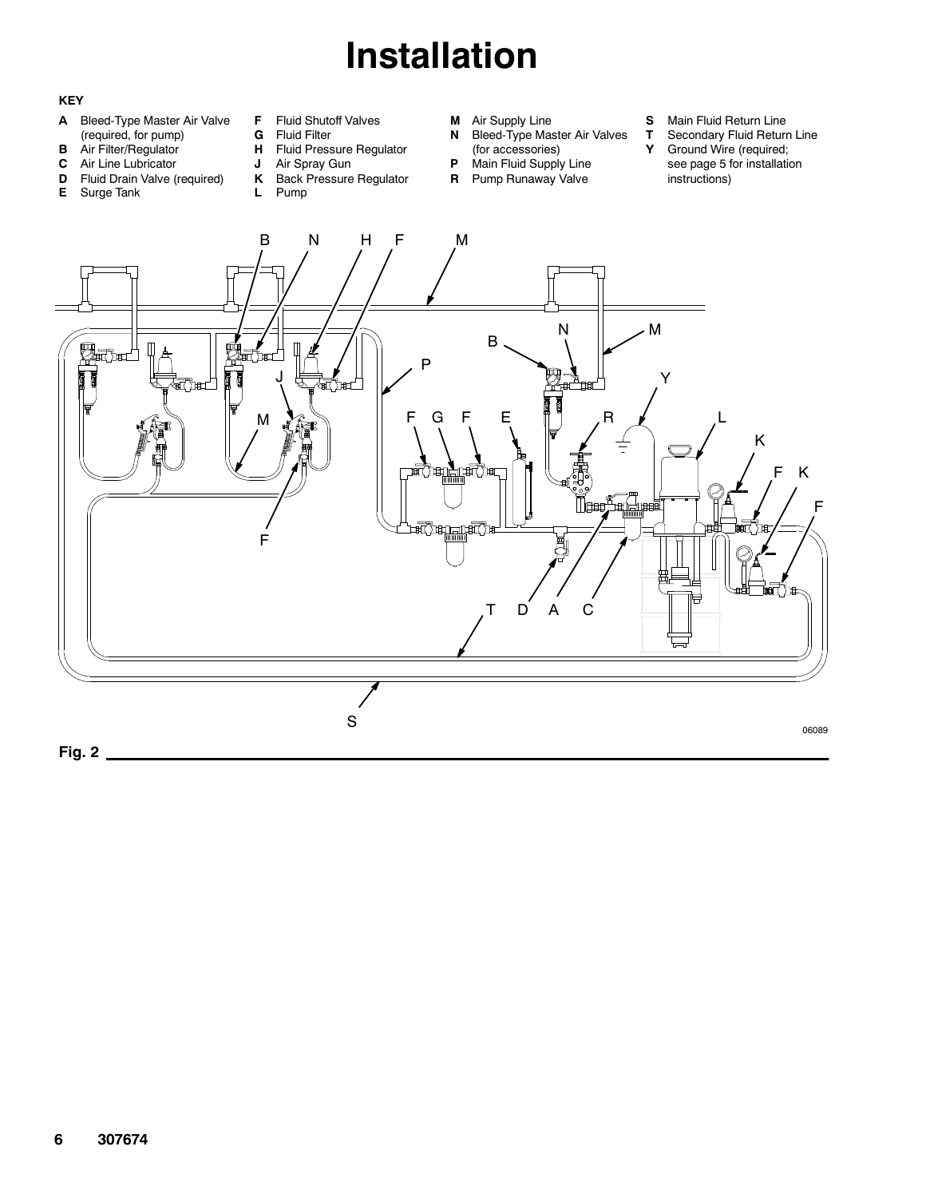# Installation

**KEY**

- **A** Bleed-Type Master Air Valve (required, for pump)
- **B** Air Filter/Regulator
- **C** Air Line Lubricator
- **D** Fluid Drain Valve (required)
- **E** Surge Tank
- **F** Fluid Shutoff Valves
- **G** Fluid Filter
- **H** Fluid Pressure Regulator
- **J** Air Spray Gun
- **K** Back Pressure Regulator
- **L** Pump
- **M** Air Supply Line
- **N** Bleed-Type Master Air Valves (for accessories)
- **P** Main Fluid Supply Line
- **R** Pump Runaway Valve
- **S** Main Fluid Return Line
- **T** Secondary Fluid Return Line
- **Y** Ground Wire (required; see page 5 for installation instructions)

**Fig. 2**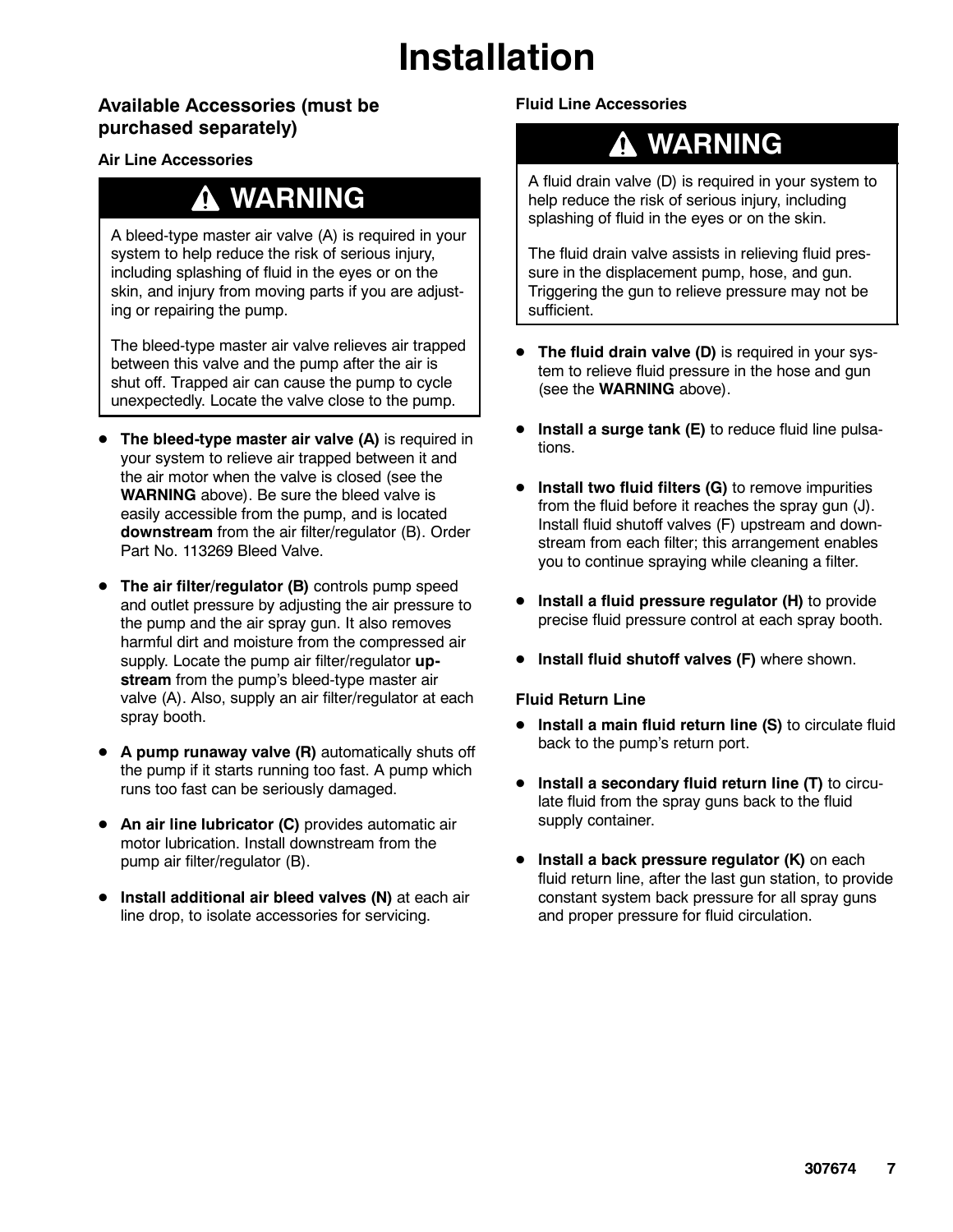# Installation

## Available Accessories (must be purchased separately)

### Air Line Accessories

> **⚠ WARNING**
>
> A bleed-type master air valve (A) is required in your system to help reduce the risk of serious injury, including splashing of fluid in the eyes or on the skin, and injury from moving parts if you are adjusting or repairing the pump.
>
> The bleed-type master air valve relieves air trapped between this valve and the pump after the air is shut off. Trapped air can cause the pump to cycle unexpectedly. Locate the valve close to the pump.

- **The bleed-type master air valve (A)** is required in your system to relieve air trapped between it and the air motor when the valve is closed (see the **WARNING** above). Be sure the bleed valve is easily accessible from the pump, and is located **downstream** from the air filter/regulator (B). Order Part No. 113269 Bleed Valve.
- **The air filter/regulator (B)** controls pump speed and outlet pressure by adjusting the air pressure to the pump and the air spray gun. It also removes harmful dirt and moisture from the compressed air supply. Locate the pump air filter/regulator **upstream** from the pump's bleed-type master air valve (A). Also, supply an air filter/regulator at each spray booth.
- **A pump runaway valve (R)** automatically shuts off the pump if it starts running too fast. A pump which runs too fast can be seriously damaged.
- **An air line lubricator (C)** provides automatic air motor lubrication. Install downstream from the pump air filter/regulator (B).
- **Install additional air bleed valves (N)** at each air line drop, to isolate accessories for servicing.

### Fluid Line Accessories

> **⚠ WARNING**
>
> A fluid drain valve (D) is required in your system to help reduce the risk of serious injury, including splashing of fluid in the eyes or on the skin.
>
> The fluid drain valve assists in relieving fluid pressure in the displacement pump, hose, and gun. Triggering the gun to relieve pressure may not be sufficient.

- **The fluid drain valve (D)** is required in your system to relieve fluid pressure in the hose and gun (see the **WARNING** above).
- **Install a surge tank (E)** to reduce fluid line pulsations.
- **Install two fluid filters (G)** to remove impurities from the fluid before it reaches the spray gun (J). Install fluid shutoff valves (F) upstream and downstream from each filter; this arrangement enables you to continue spraying while cleaning a filter.
- **Install a fluid pressure regulator (H)** to provide precise fluid pressure control at each spray booth.
- **Install fluid shutoff valves (F)** where shown.

### Fluid Return Line

- **Install a main fluid return line (S)** to circulate fluid back to the pump's return port.
- **Install a secondary fluid return line (T)** to circulate fluid from the spray guns back to the fluid supply container.
- **Install a back pressure regulator (K)** on each fluid return line, after the last gun station, to provide constant system back pressure for all spray guns and proper pressure for fluid circulation.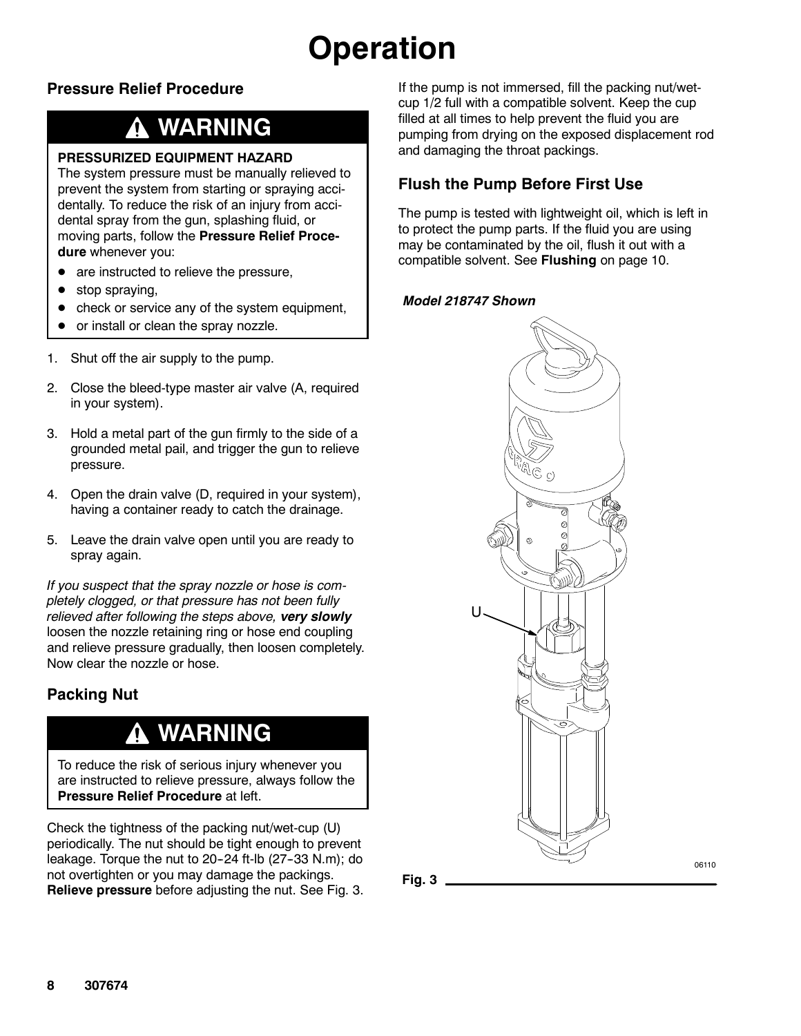# Operation

## Pressure Relief Procedure

**⚠ WARNING**

**PRESSURIZED EQUIPMENT HAZARD**

The system pressure must be manually relieved to prevent the system from starting or spraying accidentally. To reduce the risk of an injury from accidental spray from the gun, splashing fluid, or moving parts, follow the **Pressure Relief Procedure** whenever you:

- are instructed to relieve the pressure,
- stop spraying,
- check or service any of the system equipment,
- or install or clean the spray nozzle.

1. Shut off the air supply to the pump.
2. Close the bleed-type master air valve (A, required in your system).
3. Hold a metal part of the gun firmly to the side of a grounded metal pail, and trigger the gun to relieve pressure.
4. Open the drain valve (D, required in your system), having a container ready to catch the drainage.
5. Leave the drain valve open until you are ready to spray again.

*If you suspect that the spray nozzle or hose is completely clogged, or that pressure has not been fully relieved after following the steps above,* ***very slowly*** loosen the nozzle retaining ring or hose end coupling and relieve pressure gradually, then loosen completely. Now clear the nozzle or hose.

## Packing Nut

**⚠ WARNING**

To reduce the risk of serious injury whenever you are instructed to relieve pressure, always follow the **Pressure Relief Procedure** at left.

Check the tightness of the packing nut/wet-cup (U) periodically. The nut should be tight enough to prevent leakage. Torque the nut to 20-24 ft-lb (27-33 N.m); do not overtighten or you may damage the packings. **Relieve pressure** before adjusting the nut. See Fig. 3.

If the pump is not immersed, fill the packing nut/wet-cup 1/2 full with a compatible solvent. Keep the cup filled at all times to help prevent the fluid you are pumping from drying on the exposed displacement rod and damaging the throat packings.

## Flush the Pump Before First Use

The pump is tested with lightweight oil, which is left in to protect the pump parts. If the fluid you are using may be contaminated by the oil, flush it out with a compatible solvent. See **Flushing** on page 10.

***Model 218747 Shown***

**Fig. 3**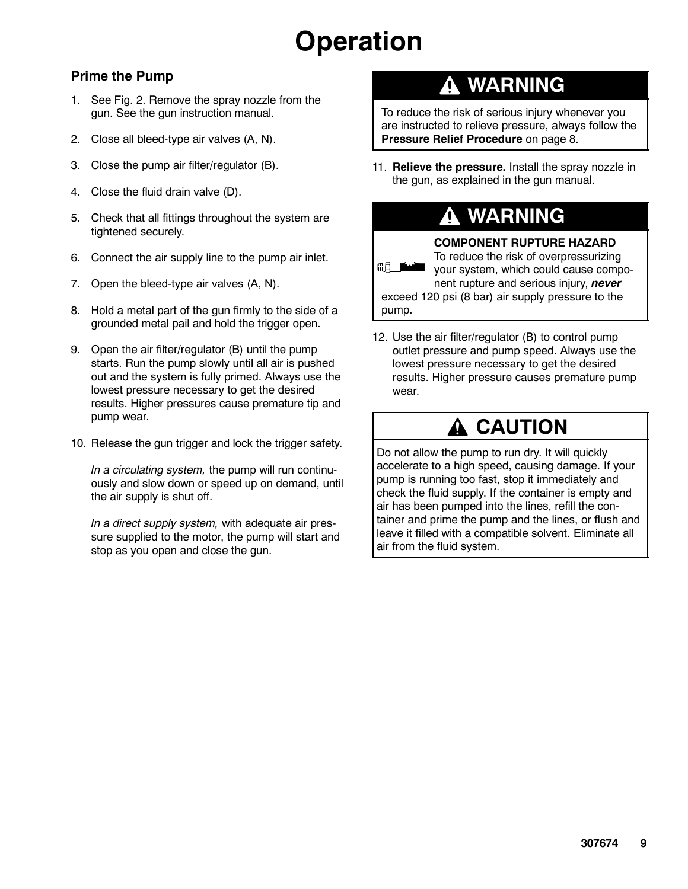# Operation

## Prime the Pump

1. See Fig. 2. Remove the spray nozzle from the gun. See the gun instruction manual.
2. Close all bleed-type air valves (A, N).
3. Close the pump air filter/regulator (B).
4. Close the fluid drain valve (D).
5. Check that all fittings throughout the system are tightened securely.
6. Connect the air supply line to the pump air inlet.
7. Open the bleed-type air valves (A, N).
8. Hold a metal part of the gun firmly to the side of a grounded metal pail and hold the trigger open.
9. Open the air filter/regulator (B) until the pump starts. Run the pump slowly until all air is pushed out and the system is fully primed. Always use the lowest pressure necessary to get the desired results. Higher pressures cause premature tip and pump wear.
10. Release the gun trigger and lock the trigger safety.

    *In a circulating system,* the pump will run continuously and slow down or speed up on demand, until the air supply is shut off.

    *In a direct supply system,* with adequate air pressure supplied to the motor, the pump will start and stop as you open and close the gun.

> **⚠ WARNING**
>
> To reduce the risk of serious injury whenever you are instructed to relieve pressure, always follow the **Pressure Relief Procedure** on page 8.

11. **Relieve the pressure.** Install the spray nozzle in the gun, as explained in the gun manual.

> **⚠ WARNING**
>
> **COMPONENT RUPTURE HAZARD**
> To reduce the risk of overpressurizing your system, which could cause component rupture and serious injury, ***never*** exceed 120 psi (8 bar) air supply pressure to the pump.

12. Use the air filter/regulator (B) to control pump outlet pressure and pump speed. Always use the lowest pressure necessary to get the desired results. Higher pressure causes premature pump wear.

> **⚠ CAUTION**
>
> Do not allow the pump to run dry. It will quickly accelerate to a high speed, causing damage. If your pump is running too fast, stop it immediately and check the fluid supply. If the container is empty and air has been pumped into the lines, refill the container and prime the pump and the lines, or flush and leave it filled with a compatible solvent. Eliminate all air from the fluid system.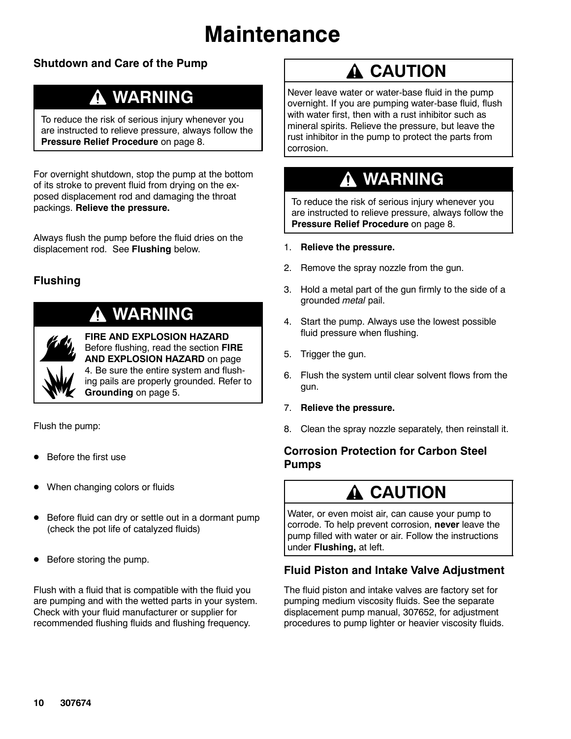# Maintenance

## Shutdown and Care of the Pump

**⚠ WARNING**

To reduce the risk of serious injury whenever you are instructed to relieve pressure, always follow the **Pressure Relief Procedure** on page 8.

For overnight shutdown, stop the pump at the bottom of its stroke to prevent fluid from drying on the exposed displacement rod and damaging the throat packings. **Relieve the pressure.**

Always flush the pump before the fluid dries on the displacement rod. See **Flushing** below.

## Flushing

**⚠ WARNING**

**FIRE AND EXPLOSION HAZARD**
Before flushing, read the section **FIRE AND EXPLOSION HAZARD** on page 4. Be sure the entire system and flushing pails are properly grounded. Refer to **Grounding** on page 5.

Flush the pump:

- Before the first use
- When changing colors or fluids
- Before fluid can dry or settle out in a dormant pump (check the pot life of catalyzed fluids)
- Before storing the pump.

Flush with a fluid that is compatible with the fluid you are pumping and with the wetted parts in your system. Check with your fluid manufacturer or supplier for recommended flushing fluids and flushing frequency.

**⚠ CAUTION**

Never leave water or water-base fluid in the pump overnight. If you are pumping water-base fluid, flush with water first, then with a rust inhibitor such as mineral spirits. Relieve the pressure, but leave the rust inhibitor in the pump to protect the parts from corrosion.

**⚠ WARNING**

To reduce the risk of serious injury whenever you are instructed to relieve pressure, always follow the **Pressure Relief Procedure** on page 8.

1. **Relieve the pressure.**
2. Remove the spray nozzle from the gun.
3. Hold a metal part of the gun firmly to the side of a grounded *metal* pail.
4. Start the pump. Always use the lowest possible fluid pressure when flushing.
5. Trigger the gun.
6. Flush the system until clear solvent flows from the gun.
7. **Relieve the pressure.**
8. Clean the spray nozzle separately, then reinstall it.

## Corrosion Protection for Carbon Steel Pumps

**⚠ CAUTION**

Water, or even moist air, can cause your pump to corrode. To help prevent corrosion, **never** leave the pump filled with water or air. Follow the instructions under **Flushing,** at left.

## Fluid Piston and Intake Valve Adjustment

The fluid piston and intake valves are factory set for pumping medium viscosity fluids. See the separate displacement pump manual, 307652, for adjustment procedures to pump lighter or heavier viscosity fluids.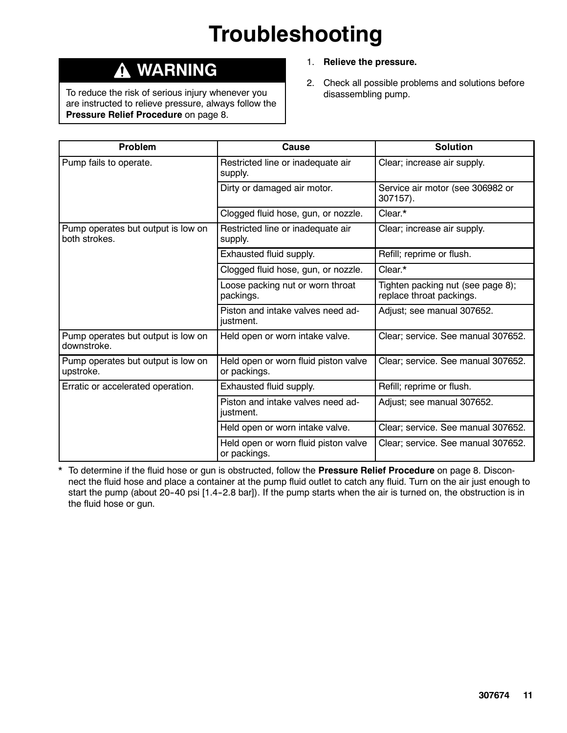# Troubleshooting

## ⚠ WARNING

To reduce the risk of serious injury whenever you are instructed to relieve pressure, always follow the **Pressure Relief Procedure** on page 8.

1. **Relieve the pressure.**
2. Check all possible problems and solutions before disassembling pump.

| Problem | Cause | Solution |
|---|---|---|
| Pump fails to operate. | Restricted line or inadequate air supply. | Clear; increase air supply. |
| | Dirty or damaged air motor. | Service air motor (see 306982 or 307157). |
| | Clogged fluid hose, gun, or nozzle. | Clear.* |
| Pump operates but output is low on both strokes. | Restricted line or inadequate air supply. | Clear; increase air supply. |
| | Exhausted fluid supply. | Refill; reprime or flush. |
| | Clogged fluid hose, gun, or nozzle. | Clear.* |
| | Loose packing nut or worn throat packings. | Tighten packing nut (see page 8); replace throat packings. |
| | Piston and intake valves need adjustment. | Adjust; see manual 307652. |
| Pump operates but output is low on downstroke. | Held open or worn intake valve. | Clear; service. See manual 307652. |
| Pump operates but output is low on upstroke. | Held open or worn fluid piston valve or packings. | Clear; service. See manual 307652. |
| Erratic or accelerated operation. | Exhausted fluid supply. | Refill; reprime or flush. |
| | Piston and intake valves need adjustment. | Adjust; see manual 307652. |
| | Held open or worn intake valve. | Clear; service. See manual 307652. |
| | Held open or worn fluid piston valve or packings. | Clear; service. See manual 307652. |

\* To determine if the fluid hose or gun is obstructed, follow the **Pressure Relief Procedure** on page 8. Disconnect the fluid hose and place a container at the pump fluid outlet to catch any fluid. Turn on the air just enough to start the pump (about 20-40 psi [1.4-2.8 bar]). If the pump starts when the air is turned on, the obstruction is in the fluid hose or gun.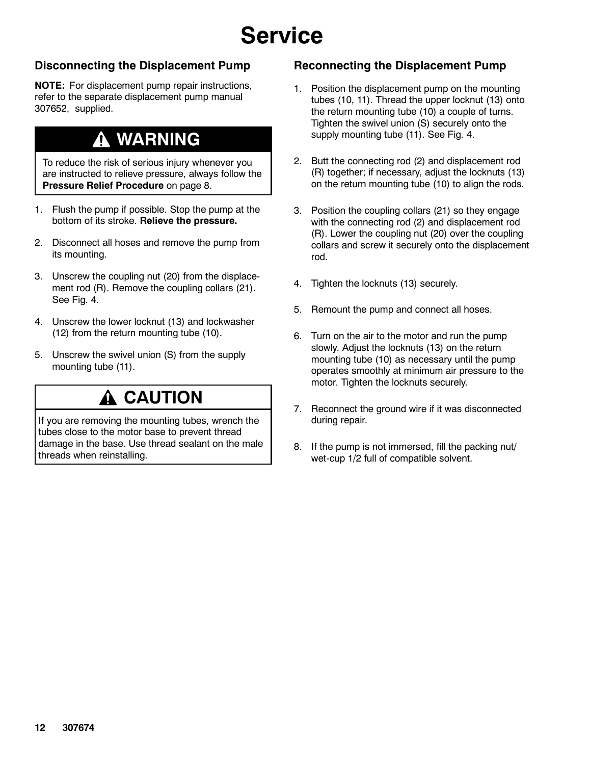# Service

## Disconnecting the Displacement Pump

**NOTE:** For displacement pump repair instructions, refer to the separate displacement pump manual 307652, supplied.

> **⚠ WARNING**
>
> To reduce the risk of serious injury whenever you are instructed to relieve pressure, always follow the **Pressure Relief Procedure** on page 8.

1. Flush the pump if possible. Stop the pump at the bottom of its stroke. **Relieve the pressure.**
2. Disconnect all hoses and remove the pump from its mounting.
3. Unscrew the coupling nut (20) from the displacement rod (R). Remove the coupling collars (21). See Fig. 4.
4. Unscrew the lower locknut (13) and lockwasher (12) from the return mounting tube (10).
5. Unscrew the swivel union (S) from the supply mounting tube (11).

> **⚠ CAUTION**
>
> If you are removing the mounting tubes, wrench the tubes close to the motor base to prevent thread damage in the base. Use thread sealant on the male threads when reinstalling.

## Reconnecting the Displacement Pump

1. Position the displacement pump on the mounting tubes (10, 11). Thread the upper locknut (13) onto the return mounting tube (10) a couple of turns. Tighten the swivel union (S) securely onto the supply mounting tube (11). See Fig. 4.
2. Butt the connecting rod (2) and displacement rod (R) together; if necessary, adjust the locknuts (13) on the return mounting tube (10) to align the rods.
3. Position the coupling collars (21) so they engage with the connecting rod (2) and displacement rod (R). Lower the coupling nut (20) over the coupling collars and screw it securely onto the displacement rod.
4. Tighten the locknuts (13) securely.
5. Remount the pump and connect all hoses.
6. Turn on the air to the motor and run the pump slowly. Adjust the locknuts (13) on the return mounting tube (10) as necessary until the pump operates smoothly at minimum air pressure to the motor. Tighten the locknuts securely.
7. Reconnect the ground wire if it was disconnected during repair.
8. If the pump is not immersed, fill the packing nut/wet-cup 1/2 full of compatible solvent.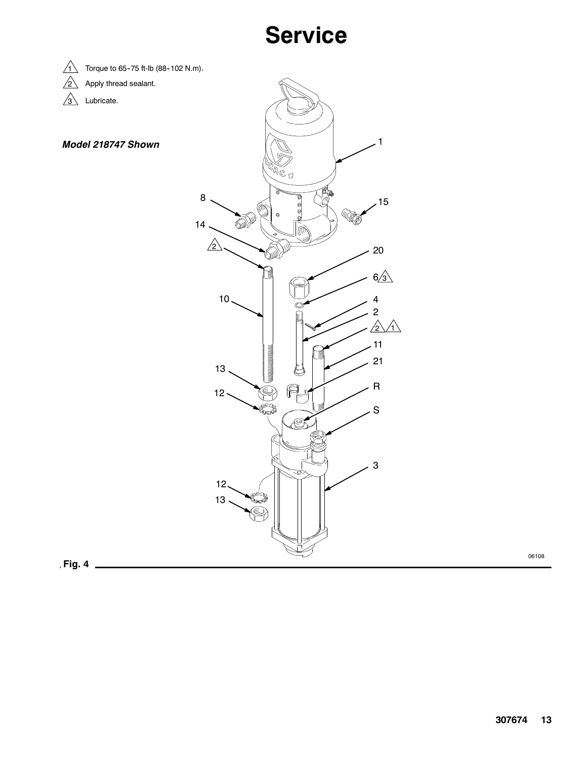# Service

1. Torque to 65-75 ft-lb (88-102 N.m).
2. Apply thread sealant.
3. Lubricate.

***Model 218747 Shown***

**Fig. 4**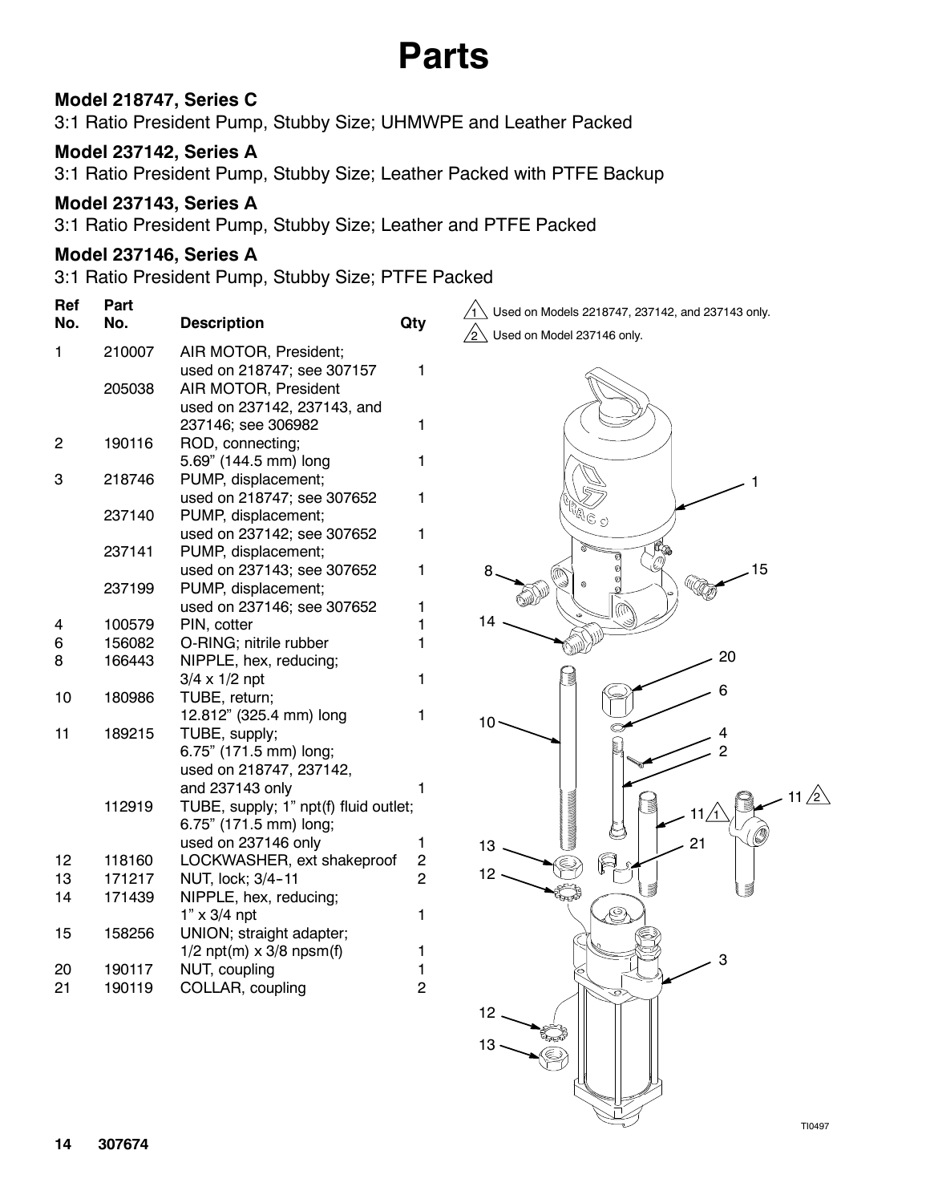# Parts

**Model 218747, Series C**
3:1 Ratio President Pump, Stubby Size; UHMWPE and Leather Packed

**Model 237142, Series A**
3:1 Ratio President Pump, Stubby Size; Leather Packed with PTFE Backup

**Model 237143, Series A**
3:1 Ratio President Pump, Stubby Size; Leather and PTFE Packed

**Model 237146, Series A**
3:1 Ratio President Pump, Stubby Size; PTFE Packed

| Ref No. | Part No. | Description | Qty |
|---|---|---|---|
| 1 | 210007 | AIR MOTOR, President; used on 218747; see 307157 | 1 |
| | 205038 | AIR MOTOR, President used on 237142, 237143, and 237146; see 306982 | 1 |
| 2 | 190116 | ROD, connecting; 5.69” (144.5 mm) long | 1 |
| 3 | 218746 | PUMP, displacement; used on 218747; see 307652 | 1 |
| | 237140 | PUMP, displacement; used on 237142; see 307652 | 1 |
| | 237141 | PUMP, displacement; used on 237143; see 307652 | 1 |
| | 237199 | PUMP, displacement; used on 237146; see 307652 | 1 |
| 4 | 100579 | PIN, cotter | 1 |
| 6 | 156082 | O-RING; nitrile rubber | 1 |
| 8 | 166443 | NIPPLE, hex, reducing; 3/4 x 1/2 npt | 1 |
| 10 | 180986 | TUBE, return; 12.812” (325.4 mm) long | 1 |
| 11 | 189215 | TUBE, supply; 6.75” (171.5 mm) long; used on 218747, 237142, and 237143 only | 1 |
| | 112919 | TUBE, supply; 1” npt(f) fluid outlet; 6.75” (171.5 mm) long; used on 237146 only | 1 |
| 12 | 118160 | LOCKWASHER, ext shakeproof | 2 |
| 13 | 171217 | NUT, lock; 3/4-11 | 2 |
| 14 | 171439 | NIPPLE, hex, reducing; 1” x 3/4 npt | 1 |
| 15 | 158256 | UNION; straight adapter; 1/2 npt(m) x 3/8 npsm(f) | 1 |
| 20 | 190117 | NUT, coupling | 1 |
| 21 | 190119 | COLLAR, coupling | 2 |

1 Used on Models 2218747, 237142, and 237143 only.

2 Used on Model 237146 only.

TI0497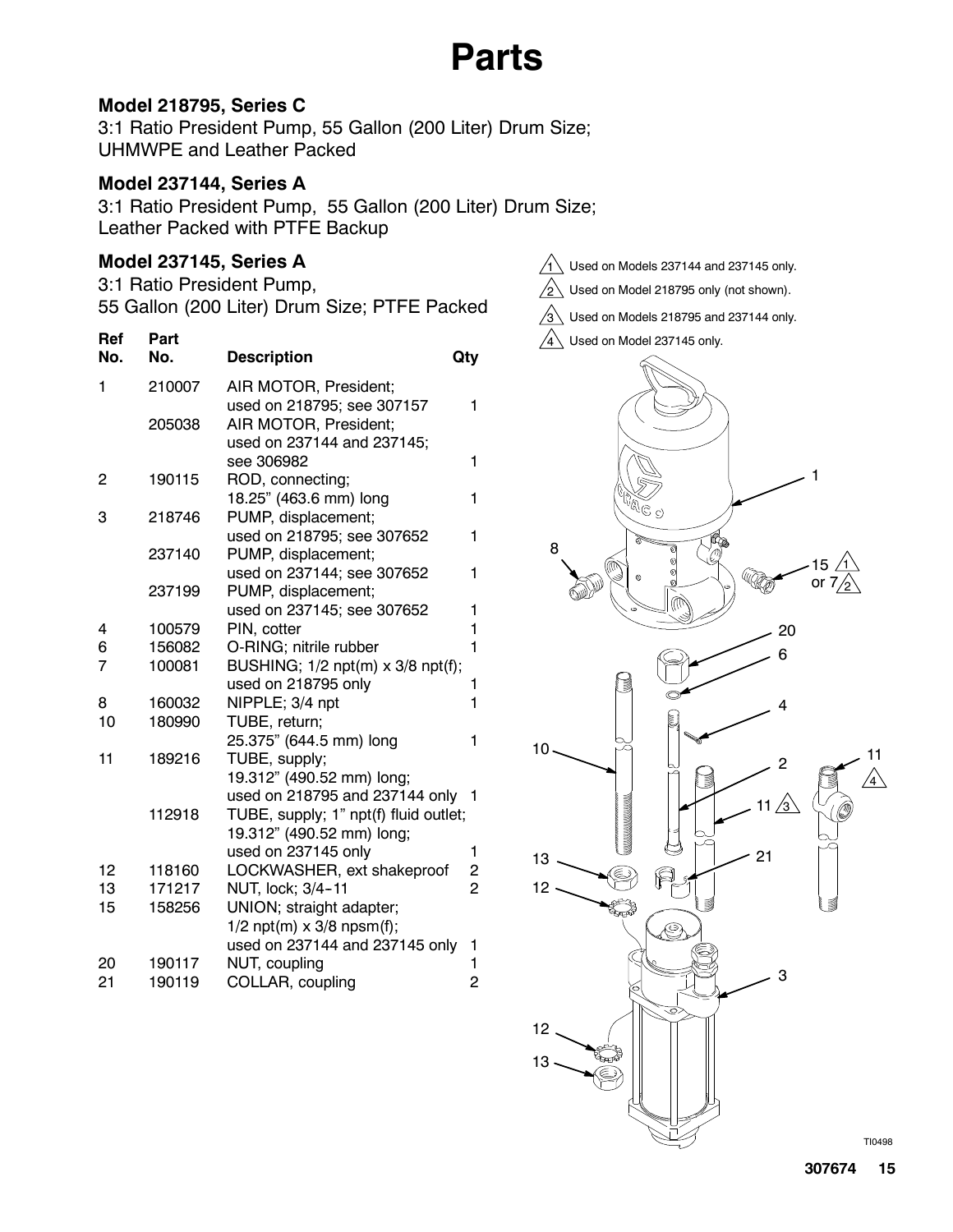# Parts

### Model 218795, Series C

3:1 Ratio President Pump, 55 Gallon (200 Liter) Drum Size; UHMWPE and Leather Packed

### Model 237144, Series A

3:1 Ratio President Pump, 55 Gallon (200 Liter) Drum Size; Leather Packed with PTFE Backup

### Model 237145, Series A

3:1 Ratio President Pump, 55 Gallon (200 Liter) Drum Size; PTFE Packed

| Ref No. | Part No. | Description | Qty |
|---|---|---|---|
| 1 | 210007 | AIR MOTOR, President; used on 218795; see 307157 | 1 |
| | 205038 | AIR MOTOR, President; used on 237144 and 237145; see 306982 | 1 |
| 2 | 190115 | ROD, connecting; 18.25" (463.6 mm) long | 1 |
| 3 | 218746 | PUMP, displacement; used on 218795; see 307652 | 1 |
| | 237140 | PUMP, displacement; used on 237144; see 307652 | 1 |
| | 237199 | PUMP, displacement; used on 237145; see 307652 | 1 |
| 4 | 100579 | PIN, cotter | 1 |
| 6 | 156082 | O-RING; nitrile rubber | 1 |
| 7 | 100081 | BUSHING; 1/2 npt(m) x 3/8 npt(f); used on 218795 only | 1 |
| 8 | 160032 | NIPPLE; 3/4 npt | 1 |
| 10 | 180990 | TUBE, return; 25.375" (644.5 mm) long | 1 |
| 11 | 189216 | TUBE, supply; 19.312" (490.52 mm) long; used on 218795 and 237144 only | 1 |
| | 112918 | TUBE, supply; 1" npt(f) fluid outlet; 19.312" (490.52 mm) long; used on 237145 only | 1 |
| 12 | 118160 | LOCKWASHER, ext shakeproof | 2 |
| 13 | 171217 | NUT, lock; 3/4-11 | 2 |
| 15 | 158256 | UNION; straight adapter; 1/2 npt(m) x 3/8 npsm(f); used on 237144 and 237145 only | 1 |
| 20 | 190117 | NUT, coupling | 1 |
| 21 | 190119 | COLLAR, coupling | 2 |

1. Used on Models 237144 and 237145 only.
2. Used on Model 218795 only (not shown).
3. Used on Models 218795 and 237144 only.
4. Used on Model 237145 only.

TI0498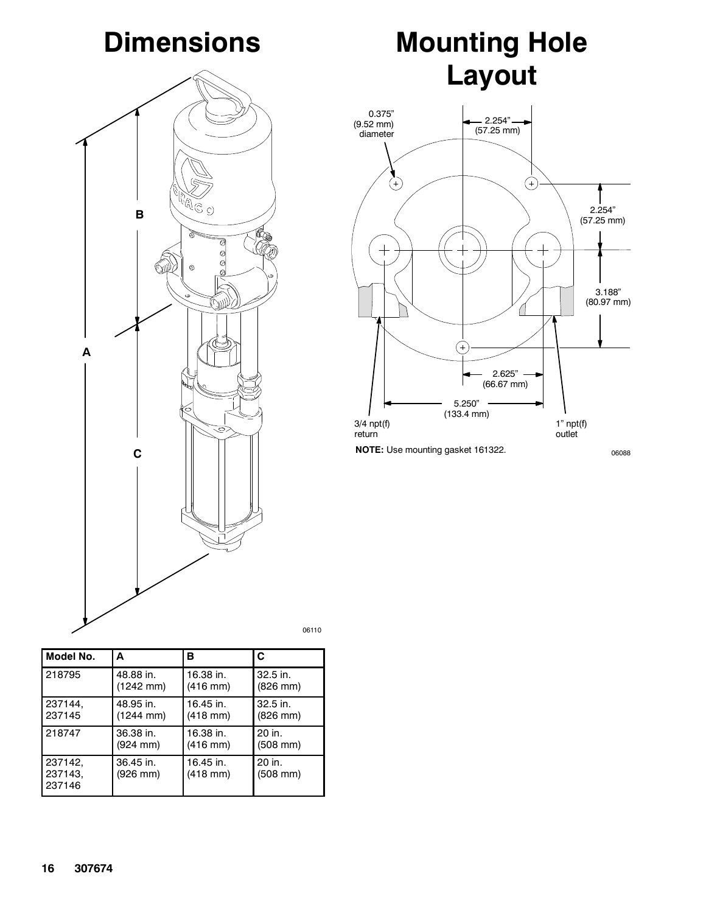# Dimensions

A

B

C

06110

| Model No. | A | B | C |
|---|---|---|---|
| 218795 | 48.88 in. (1242 mm) | 16.38 in. (416 mm) | 32.5 in. (826 mm) |
| 237144, 237145 | 48.95 in. (1244 mm) | 16.45 in. (418 mm) | 32.5 in. (826 mm) |
| 218747 | 36.38 in. (924 mm) | 16.38 in. (416 mm) | 20 in. (508 mm) |
| 237142, 237143, 237146 | 36.45 in. (926 mm) | 16.45 in. (418 mm) | 20 in. (508 mm) |

# Mounting Hole Layout

0.375" (9.52 mm) diameter

2.254" (57.25 mm)

2.254" (57.25 mm)

3.188" (80.97 mm)

2.625" (66.67 mm)

5.250" (133.4 mm)

3/4 npt(f) return

1" npt(f) outlet

**NOTE:** Use mounting gasket 161322.

06088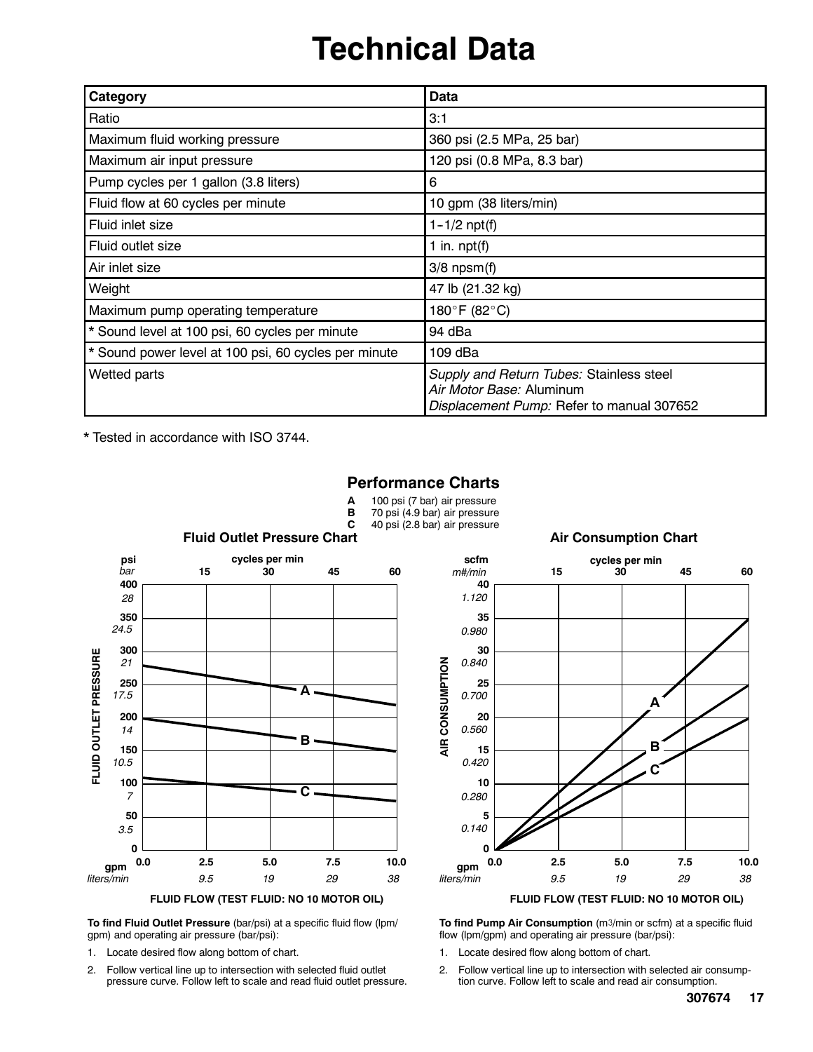# Technical Data

| Category | Data |
|---|---|
| Ratio | 3:1 |
| Maximum fluid working pressure | 360 psi (2.5 MPa, 25 bar) |
| Maximum air input pressure | 120 psi (0.8 MPa, 8.3 bar) |
| Pump cycles per 1 gallon (3.8 liters) | 6 |
| Fluid flow at 60 cycles per minute | 10 gpm (38 liters/min) |
| Fluid inlet size | 1-1/2 npt(f) |
| Fluid outlet size | 1 in. npt(f) |
| Air inlet size | 3/8 npsm(f) |
| Weight | 47 lb (21.32 kg) |
| Maximum pump operating temperature | 180°F (82°C) |
| * Sound level at 100 psi, 60 cycles per minute | 94 dBa |
| * Sound power level at 100 psi, 60 cycles per minute | 109 dBa |
| Wetted parts | *Supply and Return Tubes:* Stainless steel<br>*Air Motor Base:* Aluminum<br>*Displacement Pump:* Refer to manual 307652 |

* Tested in accordance with ISO 3744.

## Performance Charts

**A** 100 psi (7 bar) air pressure
**B** 70 psi (4.9 bar) air pressure
**C** 40 psi (2.8 bar) air pressure

### Fluid Outlet Pressure Chart

FLUID FLOW (TEST FLUID: NO 10 MOTOR OIL)

**To find Fluid Outlet Pressure** (bar/psi) at a specific fluid flow (lpm/gpm) and operating air pressure (bar/psi):

1. Locate desired flow along bottom of chart.
2. Follow vertical line up to intersection with selected fluid outlet pressure curve. Follow left to scale and read fluid outlet pressure.

### Air Consumption Chart

FLUID FLOW (TEST FLUID: NO 10 MOTOR OIL)

**To find Pump Air Consumption** ($m^3$/min or scfm) at a specific fluid flow (lpm/gpm) and operating air pressure (bar/psi):

1. Locate desired flow along bottom of chart.
2. Follow vertical line up to intersection with selected air consumption curve. Follow left to scale and read air consumption.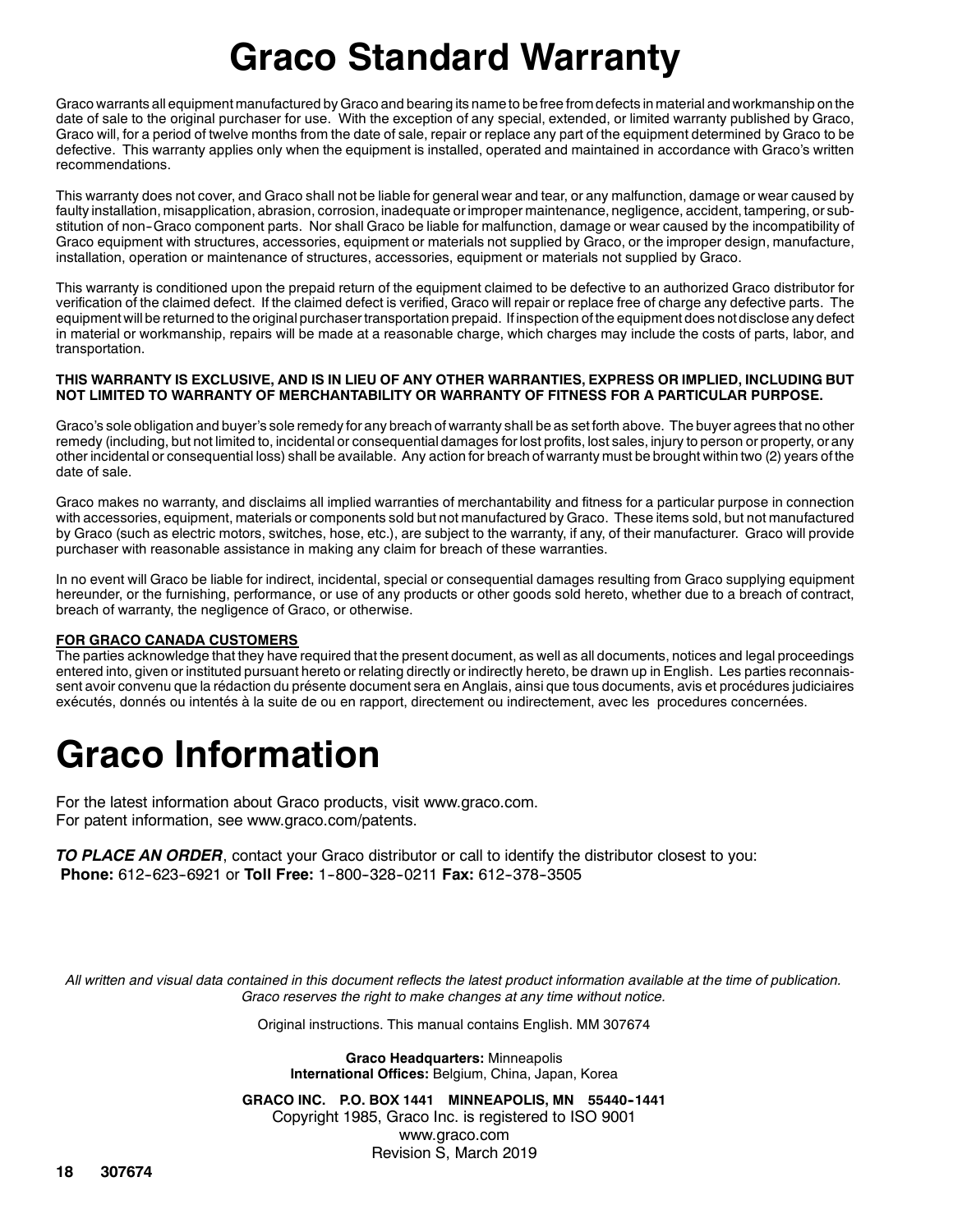# Graco Standard Warranty

Graco warrants all equipment manufactured by Graco and bearing its name to be free from defects in material and workmanship on the date of sale to the original purchaser for use. With the exception of any special, extended, or limited warranty published by Graco, Graco will, for a period of twelve months from the date of sale, repair or replace any part of the equipment determined by Graco to be defective. This warranty applies only when the equipment is installed, operated and maintained in accordance with Graco's written recommendations.

This warranty does not cover, and Graco shall not be liable for general wear and tear, or any malfunction, damage or wear caused by faulty installation, misapplication, abrasion, corrosion, inadequate or improper maintenance, negligence, accident, tampering, or substitution of non-Graco component parts. Nor shall Graco be liable for malfunction, damage or wear caused by the incompatibility of Graco equipment with structures, accessories, equipment or materials not supplied by Graco, or the improper design, manufacture, installation, operation or maintenance of structures, accessories, equipment or materials not supplied by Graco.

This warranty is conditioned upon the prepaid return of the equipment claimed to be defective to an authorized Graco distributor for verification of the claimed defect. If the claimed defect is verified, Graco will repair or replace free of charge any defective parts. The equipment will be returned to the original purchaser transportation prepaid. If inspection of the equipment does not disclose any defect in material or workmanship, repairs will be made at a reasonable charge, which charges may include the costs of parts, labor, and transportation.

**THIS WARRANTY IS EXCLUSIVE, AND IS IN LIEU OF ANY OTHER WARRANTIES, EXPRESS OR IMPLIED, INCLUDING BUT NOT LIMITED TO WARRANTY OF MERCHANTABILITY OR WARRANTY OF FITNESS FOR A PARTICULAR PURPOSE.**

Graco's sole obligation and buyer's sole remedy for any breach of warranty shall be as set forth above. The buyer agrees that no other remedy (including, but not limited to, incidental or consequential damages for lost profits, lost sales, injury to person or property, or any other incidental or consequential loss) shall be available. Any action for breach of warranty must be brought within two (2) years of the date of sale.

Graco makes no warranty, and disclaims all implied warranties of merchantability and fitness for a particular purpose in connection with accessories, equipment, materials or components sold but not manufactured by Graco. These items sold, but not manufactured by Graco (such as electric motors, switches, hose, etc.), are subject to the warranty, if any, of their manufacturer. Graco will provide purchaser with reasonable assistance in making any claim for breach of these warranties.

In no event will Graco be liable for indirect, incidental, special or consequential damages resulting from Graco supplying equipment hereunder, or the furnishing, performance, or use of any products or other goods sold hereto, whether due to a breach of contract, breach of warranty, the negligence of Graco, or otherwise.

**FOR GRACO CANADA CUSTOMERS**

The parties acknowledge that they have required that the present document, as well as all documents, notices and legal proceedings entered into, given or instituted pursuant hereto or relating directly or indirectly hereto, be drawn up in English. Les parties reconnaissent avoir convenu que la rédaction du présente document sera en Anglais, ainsi que tous documents, avis et procédures judiciaires exécutés, donnés ou intentés à la suite de ou en rapport, directement ou indirectement, avec les procedures concernées.

# Graco Information

For the latest information about Graco products, visit www.graco.com.
For patent information, see www.graco.com/patents.

***TO PLACE AN ORDER***, contact your Graco distributor or call to identify the distributor closest to you:
**Phone:** 612-623-6921 or **Toll Free:** 1-800-328-0211 **Fax:** 612-378-3505

*All written and visual data contained in this document reflects the latest product information available at the time of publication. Graco reserves the right to make changes at any time without notice.*

Original instructions. This manual contains English. MM 307674

**Graco Headquarters:** Minneapolis
**International Offices:** Belgium, China, Japan, Korea

**GRACO INC. P.O. BOX 1441 MINNEAPOLIS, MN 55440-1441**
Copyright 1985, Graco Inc. is registered to ISO 9001
www.graco.com
Revision S, March 2019